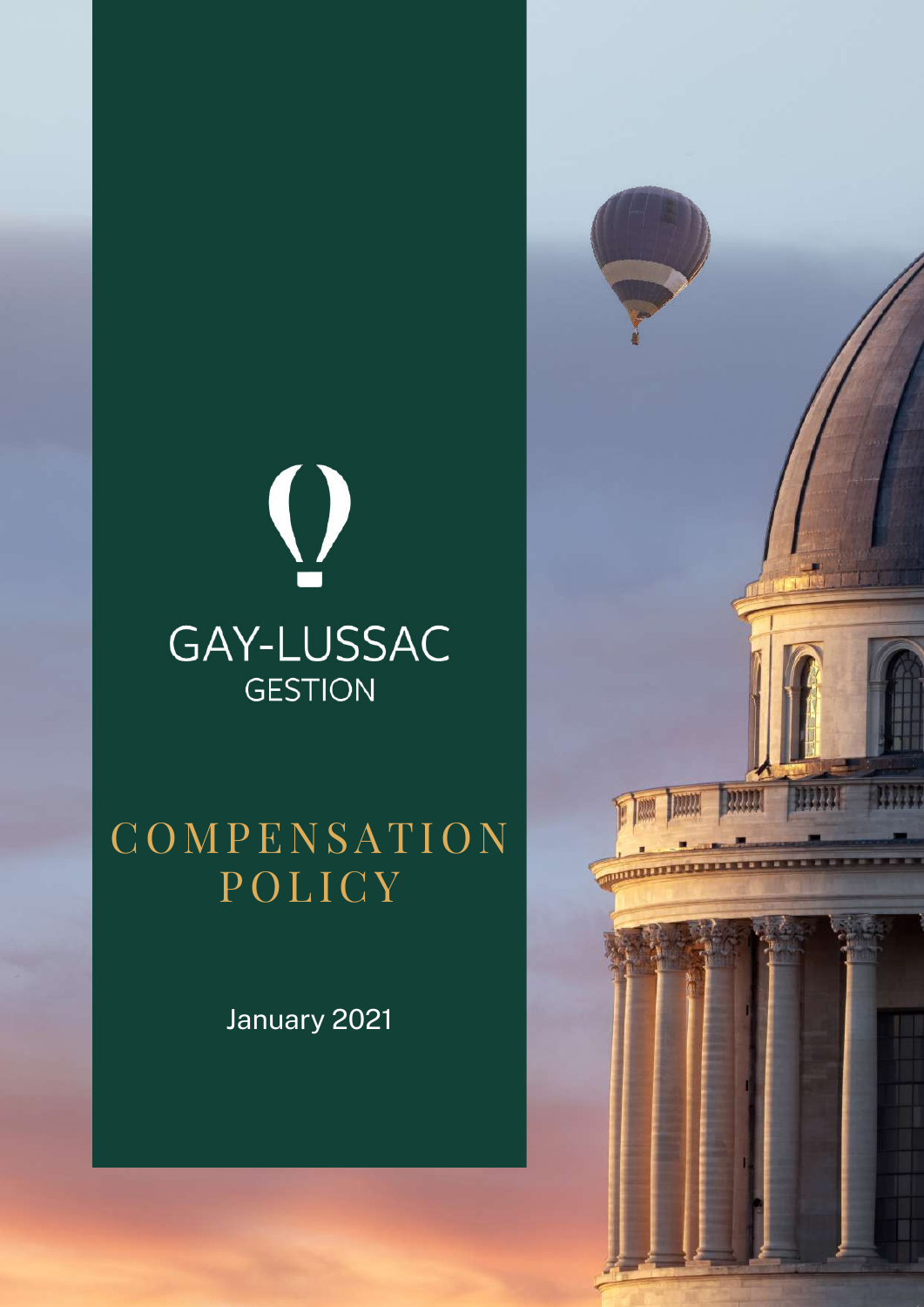GAY-LUSSAC
GESTION

# COMPENSATION POLICY

January 2021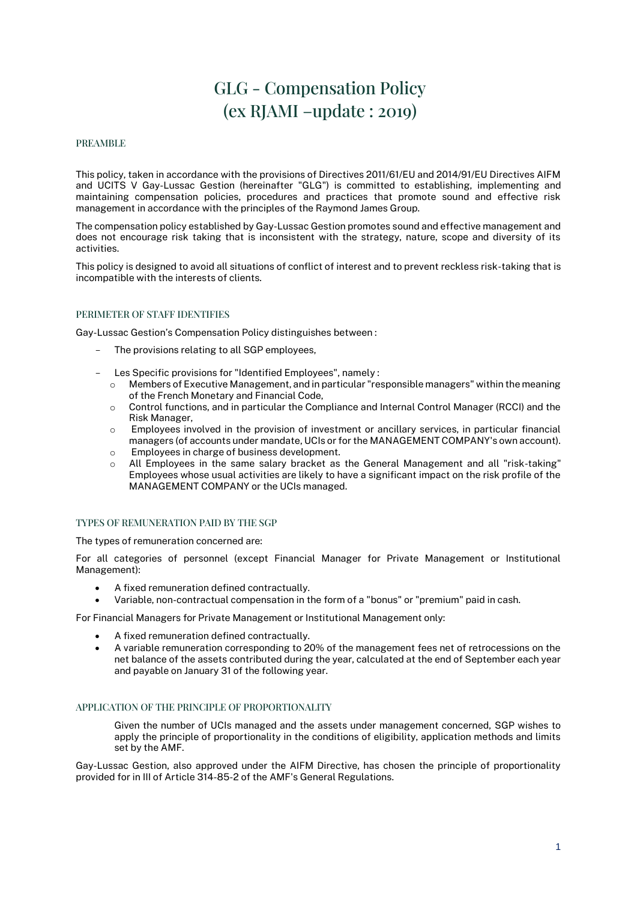# GLG - Compensation Policy (ex RJAMI –update : 2019)

## PREAMBLE

This policy, taken in accordance with the provisions of Directives 2011/61/EU and 2014/91/EU Directives AIFM and UCITS V Gay-Lussac Gestion (hereinafter "GLG") is committed to establishing, implementing and maintaining compensation policies, procedures and practices that promote sound and effective risk management in accordance with the principles of the Raymond James Group.

The compensation policy established by Gay-Lussac Gestion promotes sound and effective management and does not encourage risk taking that is inconsistent with the strategy, nature, scope and diversity of its activities.

This policy is designed to avoid all situations of conflict of interest and to prevent reckless risk-taking that is incompatible with the interests of clients.

## PERIMETER OF STAFF IDENTIFIES

Gay-Lussac Gestion's Compensation Policy distinguishes between :

- The provisions relating to all SGP employees,
- Les Specific provisions for "Identified Employees", namely :
  - Members of Executive Management, and in particular "responsible managers" within the meaning of the French Monetary and Financial Code,
  - Control functions, and in particular the Compliance and Internal Control Manager (RCCI) and the Risk Manager,
  - Employees involved in the provision of investment or ancillary services, in particular financial managers (of accounts under mandate, UCIs or for the MANAGEMENT COMPANY's own account).
  - Employees in charge of business development.
  - All Employees in the same salary bracket as the General Management and all "risk-taking" Employees whose usual activities are likely to have a significant impact on the risk profile of the MANAGEMENT COMPANY or the UCIs managed.

## TYPES OF REMUNERATION PAID BY THE SGP

The types of remuneration concerned are:

For all categories of personnel (except Financial Manager for Private Management or Institutional Management):

- A fixed remuneration defined contractually.
- Variable, non-contractual compensation in the form of a "bonus" or "premium" paid in cash.

For Financial Managers for Private Management or Institutional Management only:

- A fixed remuneration defined contractually.
- A variable remuneration corresponding to 20% of the management fees net of retrocessions on the net balance of the assets contributed during the year, calculated at the end of September each year and payable on January 31 of the following year.

## APPLICATION OF THE PRINCIPLE OF PROPORTIONALITY

Given the number of UCIs managed and the assets under management concerned, SGP wishes to apply the principle of proportionality in the conditions of eligibility, application methods and limits set by the AMF.

Gay-Lussac Gestion, also approved under the AIFM Directive, has chosen the principle of proportionality provided for in III of Article 314-85-2 of the AMF's General Regulations.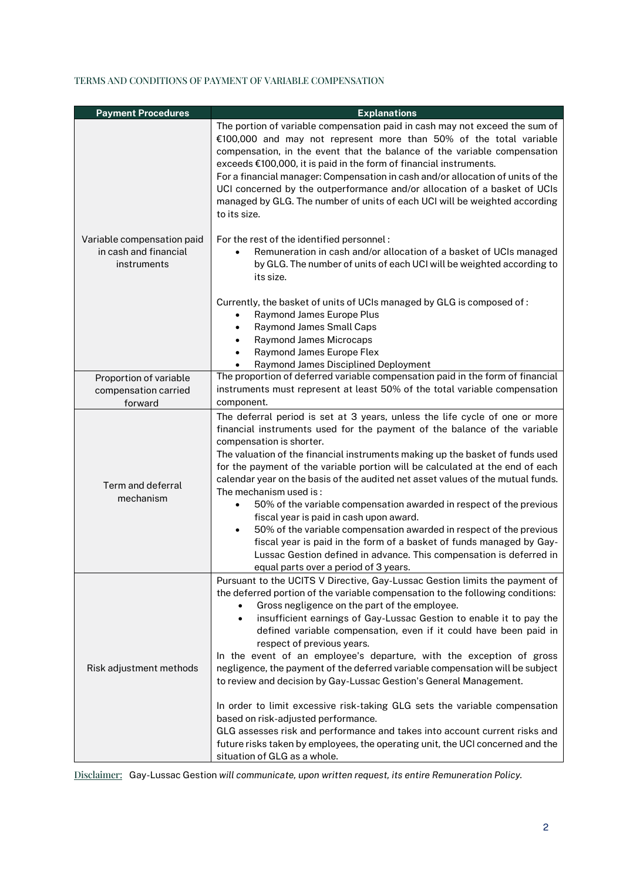## TERMS AND CONDITIONS OF PAYMENT OF VARIABLE COMPENSATION

| Payment Procedures | Explanations |
|---|---|
| Variable compensation paid in cash and financial instruments | The portion of variable compensation paid in cash may not exceed the sum of €100,000 and may not represent more than 50% of the total variable compensation, in the event that the balance of the variable compensation exceeds €100,000, it is paid in the form of financial instruments.<br>For a financial manager: Compensation in cash and/or allocation of units of the UCI concerned by the outperformance and/or allocation of a basket of UCIs managed by GLG. The number of units of each UCI will be weighted according to its size.<br><br>For the rest of the identified personnel :<br>• Remuneration in cash and/or allocation of a basket of UCIs managed by GLG. The number of units of each UCI will be weighted according to its size.<br><br>Currently, the basket of units of UCIs managed by GLG is composed of :<br>• Raymond James Europe Plus<br>• Raymond James Small Caps<br>• Raymond James Microcaps<br>• Raymond James Europe Flex<br>• Raymond James Disciplined Deployment |
| Proportion of variable compensation carried forward | The proportion of deferred variable compensation paid in the form of financial instruments must represent at least 50% of the total variable compensation component. |
| Term and deferral mechanism | The deferral period is set at 3 years, unless the life cycle of one or more financial instruments used for the payment of the balance of the variable compensation is shorter.<br>The valuation of the financial instruments making up the basket of funds used for the payment of the variable portion will be calculated at the end of each calendar year on the basis of the audited net asset values of the mutual funds.<br>The mechanism used is :<br>• 50% of the variable compensation awarded in respect of the previous fiscal year is paid in cash upon award.<br>• 50% of the variable compensation awarded in respect of the previous fiscal year is paid in the form of a basket of funds managed by Gay-Lussac Gestion defined in advance. This compensation is deferred in equal parts over a period of 3 years. |
| Risk adjustment methods | Pursuant to the UCITS V Directive, Gay-Lussac Gestion limits the payment of the deferred portion of the variable compensation to the following conditions:<br>• Gross negligence on the part of the employee.<br>• insufficient earnings of Gay-Lussac Gestion to enable it to pay the defined variable compensation, even if it could have been paid in respect of previous years.<br>In the event of an employee's departure, with the exception of gross negligence, the payment of the deferred variable compensation will be subject to review and decision by Gay-Lussac Gestion's General Management.<br><br>In order to limit excessive risk-taking GLG sets the variable compensation based on risk-adjusted performance.<br>GLG assesses risk and performance and takes into account current risks and future risks taken by employees, the operating unit, the UCI concerned and the situation of GLG as a whole. |

Disclaimer: Gay-Lussac Gestion *will communicate, upon written request, its entire Remuneration Policy.*